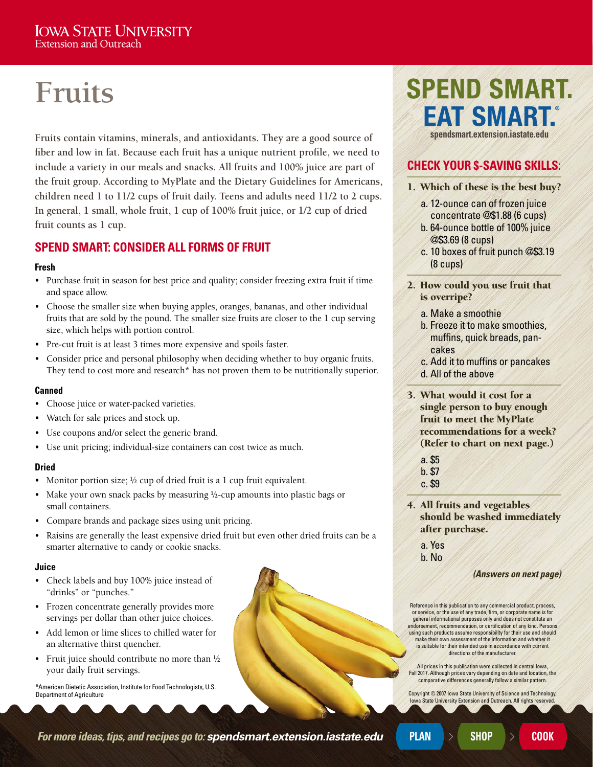Iowa State University
Extension and Outreach

# Fruits

Fruits contain vitamins, minerals, and antioxidants. They are a good source of fiber and low in fat. Because each fruit has a unique nutrient profile, we need to include a variety in our meals and snacks. All fruits and 100% juice are part of the fruit group. According to MyPlate and the Dietary Guidelines for Americans, children need 1 to 11/2 cups of fruit daily. Teens and adults need 11/2 to 2 cups. In general, 1 small, whole fruit, 1 cup of 100% fruit juice, or 1/2 cup of dried fruit counts as 1 cup.

## SPEND SMART: CONSIDER ALL FORMS OF FRUIT

### Fresh

- Purchase fruit in season for best price and quality; consider freezing extra fruit if time and space allow.
- Choose the smaller size when buying apples, oranges, bananas, and other individual fruits that are sold by the pound. The smaller size fruits are closer to the 1 cup serving size, which helps with portion control.
- Pre-cut fruit is at least 3 times more expensive and spoils faster.
- Consider price and personal philosophy when deciding whether to buy organic fruits. They tend to cost more and research* has not proven them to be nutritionally superior.

### Canned

- Choose juice or water-packed varieties.
- Watch for sale prices and stock up.
- Use coupons and/or select the generic brand.
- Use unit pricing; individual-size containers can cost twice as much.

### Dried

- Monitor portion size; ½ cup of dried fruit is a 1 cup fruit equivalent.
- Make your own snack packs by measuring ½-cup amounts into plastic bags or small containers.
- Compare brands and package sizes using unit pricing.
- Raisins are generally the least expensive dried fruit but even other dried fruits can be a smarter alternative to candy or cookie snacks.

### Juice

- Check labels and buy 100% juice instead of "drinks" or "punches."
- Frozen concentrate generally provides more servings per dollar than other juice choices.
- Add lemon or lime slices to chilled water for an alternative thirst quencher.
- Fruit juice should contribute no more than ½ your daily fruit servings.

*American Dietetic Association, Institute for Food Technologists, U.S. Department of Agriculture

# SPEND SMART. EAT SMART.®

spendsmart.extension.iastate.edu

## CHECK YOUR $-SAVING SKILLS:

**1. Which of these is the best buy?**

a. 12-ounce can of frozen juice concentrate @$1.88 (6 cups)
b. 64-ounce bottle of 100% juice @$3.69 (8 cups)
c. 10 boxes of fruit punch @$3.19 (8 cups)

**2. How could you use fruit that is overripe?**

a. Make a smoothie
b. Freeze it to make smoothies, muffins, quick breads, pancakes
c. Add it to muffins or pancakes
d. All of the above

**3. What would it cost for a single person to buy enough fruit to meet the MyPlate recommendations for a week? (Refer to chart on next page.)**

a. $5
b. $7
c. $9

**4. All fruits and vegetables should be washed immediately after purchase.**

a. Yes
b. No

***(Answers on next page)***

Reference in this publication to any commercial product, process, or service, or the use of any trade, firm, or corporate name is for general informational purposes only and does not constitute an endorsement, recommendation, or certification of any kind. Persons using such products assume responsibility for their use and should make their own assessment of the information and whether it is suitable for their intended use in accordance with current directions of the manufacturer.

All prices in this publication were collected in central Iowa, Fall 2017. Although prices vary depending on date and location, the comparative differences generally follow a similar pattern.

Copyright © 2007 Iowa State University of Science and Technology, Iowa State University Extension and Outreach. All rights reserved.

*For more ideas, tips, and recipes go to:* ***spendsmart.extension.iastate.edu***  PLAN > SHOP > COOK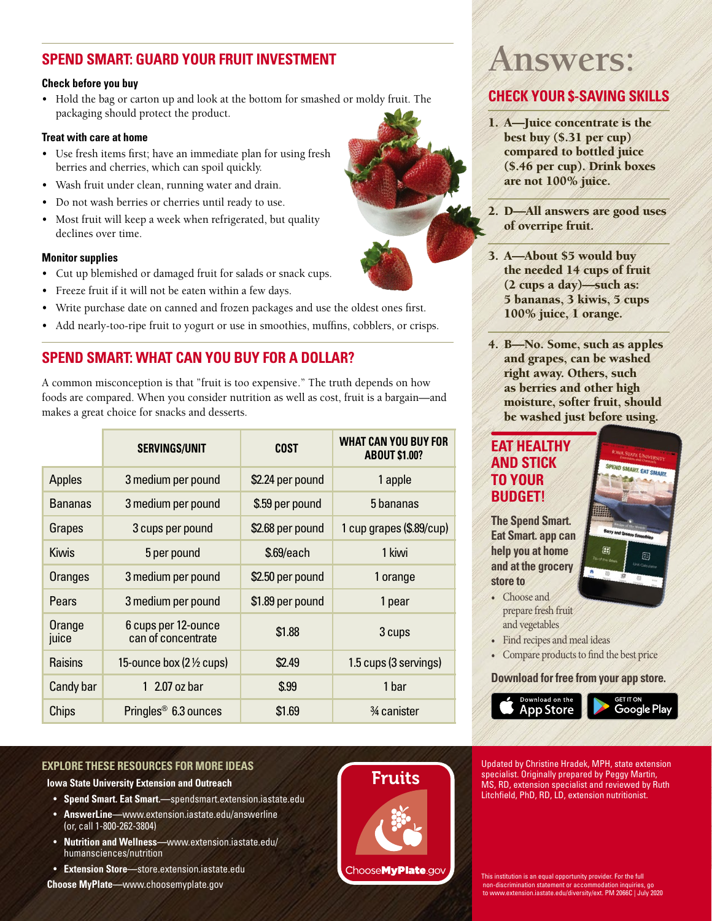## SPEND SMART: GUARD YOUR FRUIT INVESTMENT

**Check before you buy**

- Hold the bag or carton up and look at the bottom for smashed or moldy fruit. The packaging should protect the product.

**Treat with care at home**

- Use fresh items first; have an immediate plan for using fresh berries and cherries, which can spoil quickly.
- Wash fruit under clean, running water and drain.
- Do not wash berries or cherries until ready to use.
- Most fruit will keep a week when refrigerated, but quality declines over time.

**Monitor supplies**

- Cut up blemished or damaged fruit for salads or snack cups.
- Freeze fruit if it will not be eaten within a few days.
- Write purchase date on canned and frozen packages and use the oldest ones first.
- Add nearly-too-ripe fruit to yogurt or use in smoothies, muffins, cobblers, or crisps.

## SPEND SMART: WHAT CAN YOU BUY FOR A DOLLAR?

A common misconception is that "fruit is too expensive." The truth depends on how foods are compared. When you consider nutrition as well as cost, fruit is a bargain—and makes a great choice for snacks and desserts.

| | SERVINGS/UNIT | COST | WHAT CAN YOU BUY FOR ABOUT $1.00? |
|---|---|---|---|
| Apples | 3 medium per pound | $2.24 per pound | 1 apple |
| Bananas | 3 medium per pound | $.59 per pound | 5 bananas |
| Grapes | 3 cups per pound | $2.68 per pound | 1 cup grapes ($.89/cup) |
| Kiwis | 5 per pound | $.69/each | 1 kiwi |
| Oranges | 3 medium per pound | $2.50 per pound | 1 orange |
| Pears | 3 medium per pound | $1.89 per pound | 1 pear |
| Orange juice | 6 cups per 12-ounce can of concentrate | $1.88 | 3 cups |
| Raisins | 15-ounce box (2 ½ cups) | $2.49 | 1.5 cups (3 servings) |
| Candy bar | 1 2.07 oz bar | $.99 | 1 bar |
| Chips | Pringles® 6.3 ounces | $1.69 | ¾ canister |

# Answers:

## CHECK YOUR $-SAVING SKILLS

1. **A—Juice concentrate is the best buy ($.31 per cup) compared to bottled juice ($.46 per cup). Drink boxes are not 100% juice.**
2. **D—All answers are good uses of overripe fruit.**
3. **A—About $5 would buy the needed 14 cups of fruit (2 cups a day)—such as: 5 bananas, 3 kiwis, 5 cups 100% juice, 1 orange.**
4. **B—No. Some, such as apples and grapes, can be washed right away. Others, such as berries and other high moisture, softer fruit, should be washed just before using.**

## EAT HEALTHY AND STICK TO YOUR BUDGET!

**The Spend Smart. Eat Smart. app can help you at home and at the grocery store to**

- Choose and prepare fresh fruit and vegetables
- Find recipes and meal ideas
- Compare products to find the best price

**Download for free from your app store.**

Download on the App Store | GET IT ON Google Play

### EXPLORE THESE RESOURCES FOR MORE IDEAS

**Iowa State University Extension and Outreach**

- **Spend Smart. Eat Smart.**—spendsmart.extension.iastate.edu
- **AnswerLine**—www.extension.iastate.edu/answerline (or, call 1-800-262-3804)
- **Nutrition and Wellness**—www.extension.iastate.edu/humansciences/nutrition
- **Extension Store**—store.extension.iastate.edu

**Choose MyPlate**—www.choosemyplate.gov

Fruits
ChooseMyPlate.gov

Updated by Christine Hradek, MPH, state extension specialist. Originally prepared by Peggy Martin, MS, RD, extension specialist and reviewed by Ruth Litchfield, PhD, RD, LD, extension nutritionist.

This institution is an equal opportunity provider. For the full non-discrimination statement or accommodation inquiries, go to www.extension.iastate.edu/diversity/ext. PM 2066C | July 2020